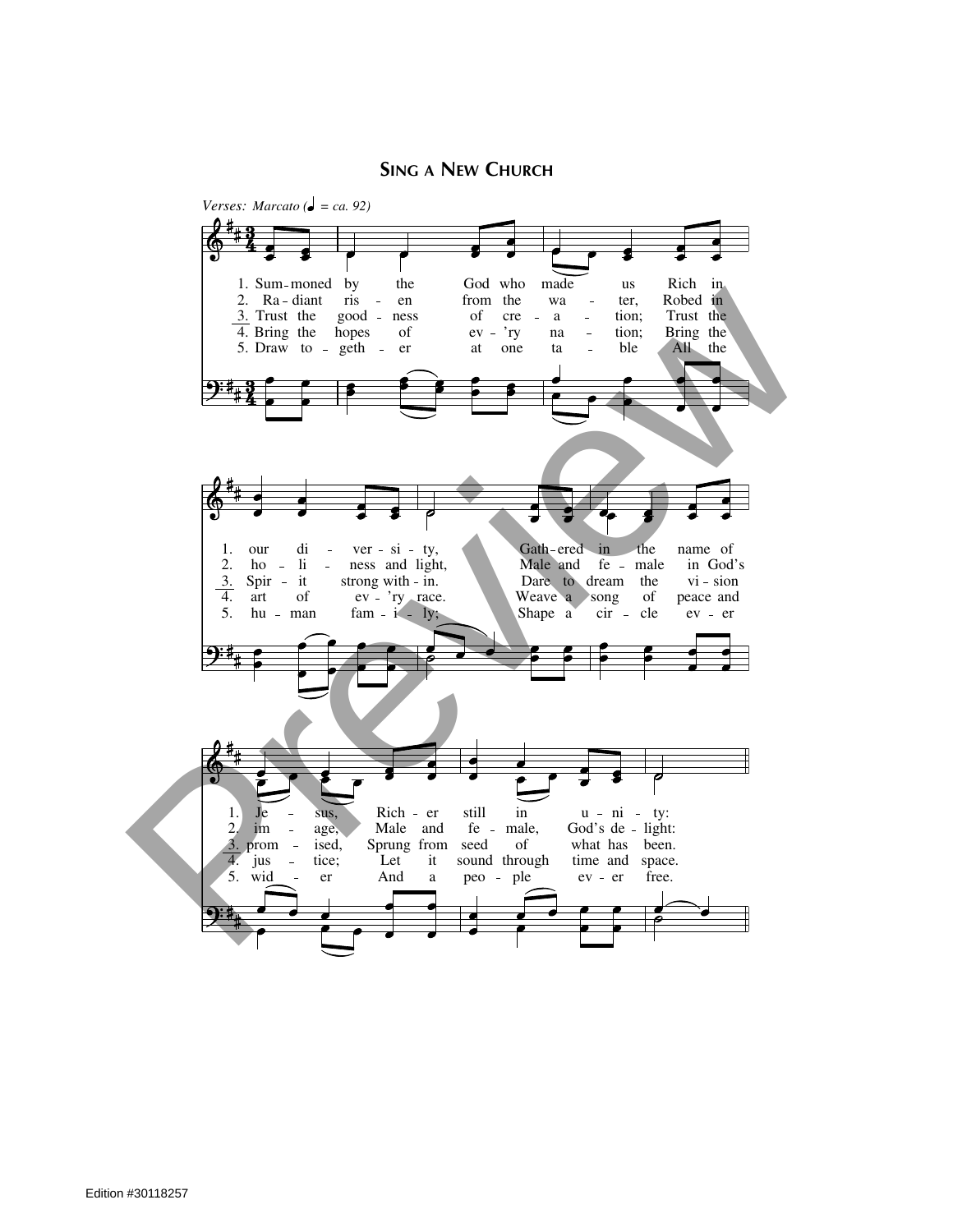# Sing a New Church

*Verses: Marcato (♩ = ca. 92)*

1. Sum-moned by the God who made us Rich in our di-ver-si-ty, Gath-ered in the name of Je-sus, Rich-er still in u-ni-ty:
2. Ra-diant ris-en from the wa-ter, Robed in ho-li-ness and light, Male and fe-male in God's im-age, Male and fe-male, God's de-light:
3. Trust the good-ness of cre-a-tion; Trust the Spir-it strong with-in. Dare to dream the vi-sion prom-ised, Sprung from seed of what has been.
4. Bring the hopes of ev-'ry na-tion; Bring the art of ev-'ry race. Weave a song of peace and jus-tice; Let it sound through time and space.
5. Draw to-geth-er at one ta-ble All the hu-man fam-i-ly; Shape a cir-cle ev-er wid-er And a peo-ple ev-er free.

Edition #30118257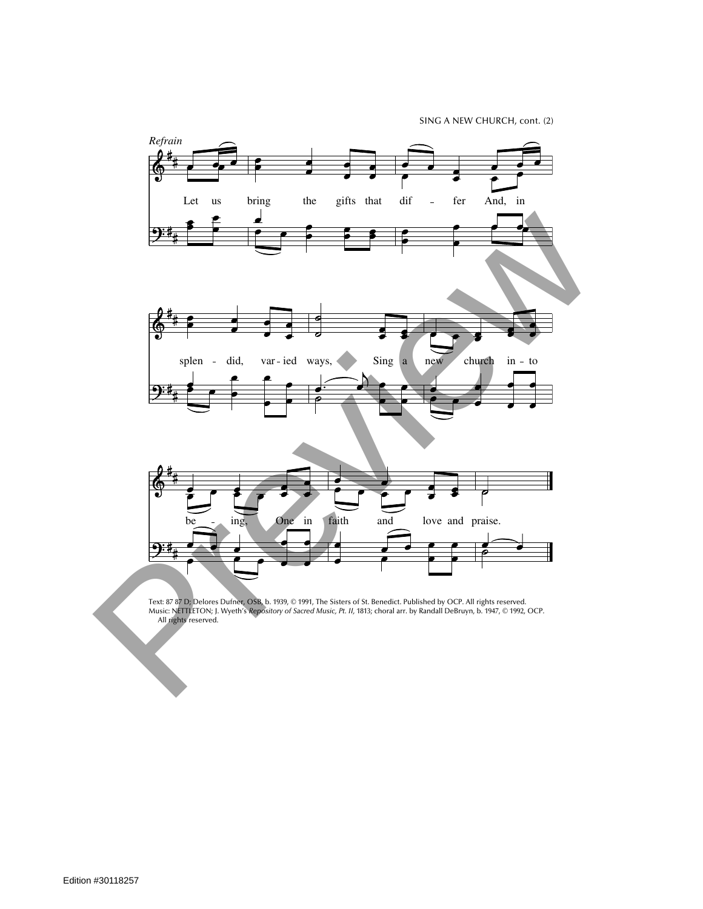SING A NEW CHURCH, cont. (2)

*Refrain*

Let us bring the gifts that dif - fer And, in splen - did, var - ied ways, Sing a new church in - to be - ing, One in faith and love and praise.

Text: 87 87 D; Delores Dufner, OSB, b. 1939, © 1991, The Sisters of St. Benedict. Published by OCP. All rights reserved.
Music: NETTLETON; J. Wyeth's *Repository of Sacred Music, Pt. II*, 1813; choral arr. by Randall DeBruyn, b. 1947, © 1992, OCP. All rights reserved.

Edition #30118257